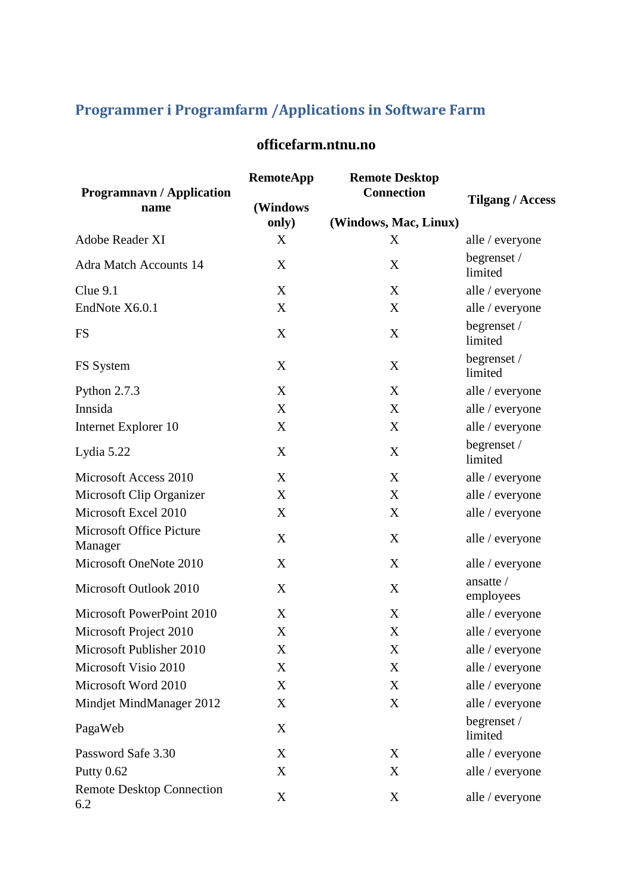## Programmer i Programfarm /Applications in Software Farm

**officefarm.ntnu.no**

| Programnavn / Application name | RemoteApp (Windows only) | Remote Desktop Connection (Windows, Mac, Linux) | Tilgang / Access |
|---|---|---|---|
| Adobe Reader XI | X | X | alle / everyone |
| Adra Match Accounts 14 | X | X | begrenset / limited |
| Clue 9.1 | X | X | alle / everyone |
| EndNote X6.0.1 | X | X | alle / everyone |
| FS | X | X | begrenset / limited |
| FS System | X | X | begrenset / limited |
| Python 2.7.3 | X | X | alle / everyone |
| Innsida | X | X | alle / everyone |
| Internet Explorer 10 | X | X | alle / everyone |
| Lydia 5.22 | X | X | begrenset / limited |
| Microsoft Access 2010 | X | X | alle / everyone |
| Microsoft Clip Organizer | X | X | alle / everyone |
| Microsoft Excel 2010 | X | X | alle / everyone |
| Microsoft Office Picture Manager | X | X | alle / everyone |
| Microsoft OneNote 2010 | X | X | alle / everyone |
| Microsoft Outlook 2010 | X | X | ansatte / employees |
| Microsoft PowerPoint 2010 | X | X | alle / everyone |
| Microsoft Project 2010 | X | X | alle / everyone |
| Microsoft Publisher 2010 | X | X | alle / everyone |
| Microsoft Visio 2010 | X | X | alle / everyone |
| Microsoft Word 2010 | X | X | alle / everyone |
| Mindjet MindManager 2012 | X | X | alle / everyone |
| PagaWeb | X | | begrenset / limited |
| Password Safe 3.30 | X | X | alle / everyone |
| Putty 0.62 | X | X | alle / everyone |
| Remote Desktop Connection 6.2 | X | X | alle / everyone |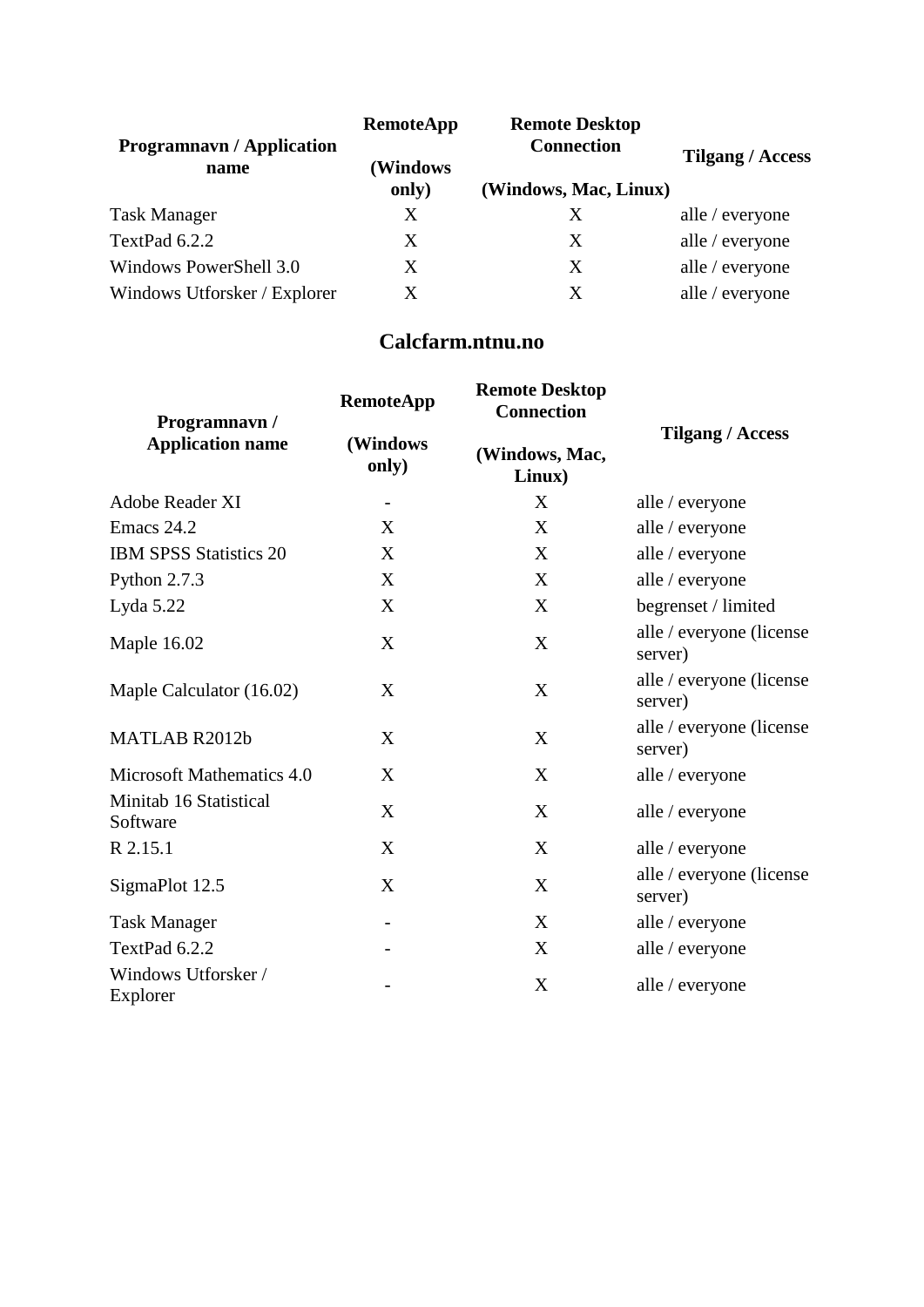| Programnavn / Application name | RemoteApp (Windows only) | Remote Desktop Connection (Windows, Mac, Linux) | Tilgang / Access |
| --- | --- | --- | --- |
| Task Manager | X | X | alle / everyone |
| TextPad 6.2.2 | X | X | alle / everyone |
| Windows PowerShell 3.0 | X | X | alle / everyone |
| Windows Utforsker / Explorer | X | X | alle / everyone |

## Calcfarm.ntnu.no

| Programnavn / Application name | RemoteApp (Windows only) | Remote Desktop Connection (Windows, Mac, Linux) | Tilgang / Access |
| --- | --- | --- | --- |
| Adobe Reader XI | - | X | alle / everyone |
| Emacs 24.2 | X | X | alle / everyone |
| IBM SPSS Statistics 20 | X | X | alle / everyone |
| Python 2.7.3 | X | X | alle / everyone |
| Lyda 5.22 | X | X | begrenset / limited |
| Maple 16.02 | X | X | alle / everyone (license server) |
| Maple Calculator (16.02) | X | X | alle / everyone (license server) |
| MATLAB R2012b | X | X | alle / everyone (license server) |
| Microsoft Mathematics 4.0 | X | X | alle / everyone |
| Minitab 16 Statistical Software | X | X | alle / everyone |
| R 2.15.1 | X | X | alle / everyone |
| SigmaPlot 12.5 | X | X | alle / everyone (license server) |
| Task Manager | - | X | alle / everyone |
| TextPad 6.2.2 | - | X | alle / everyone |
| Windows Utforsker / Explorer | - | X | alle / everyone |